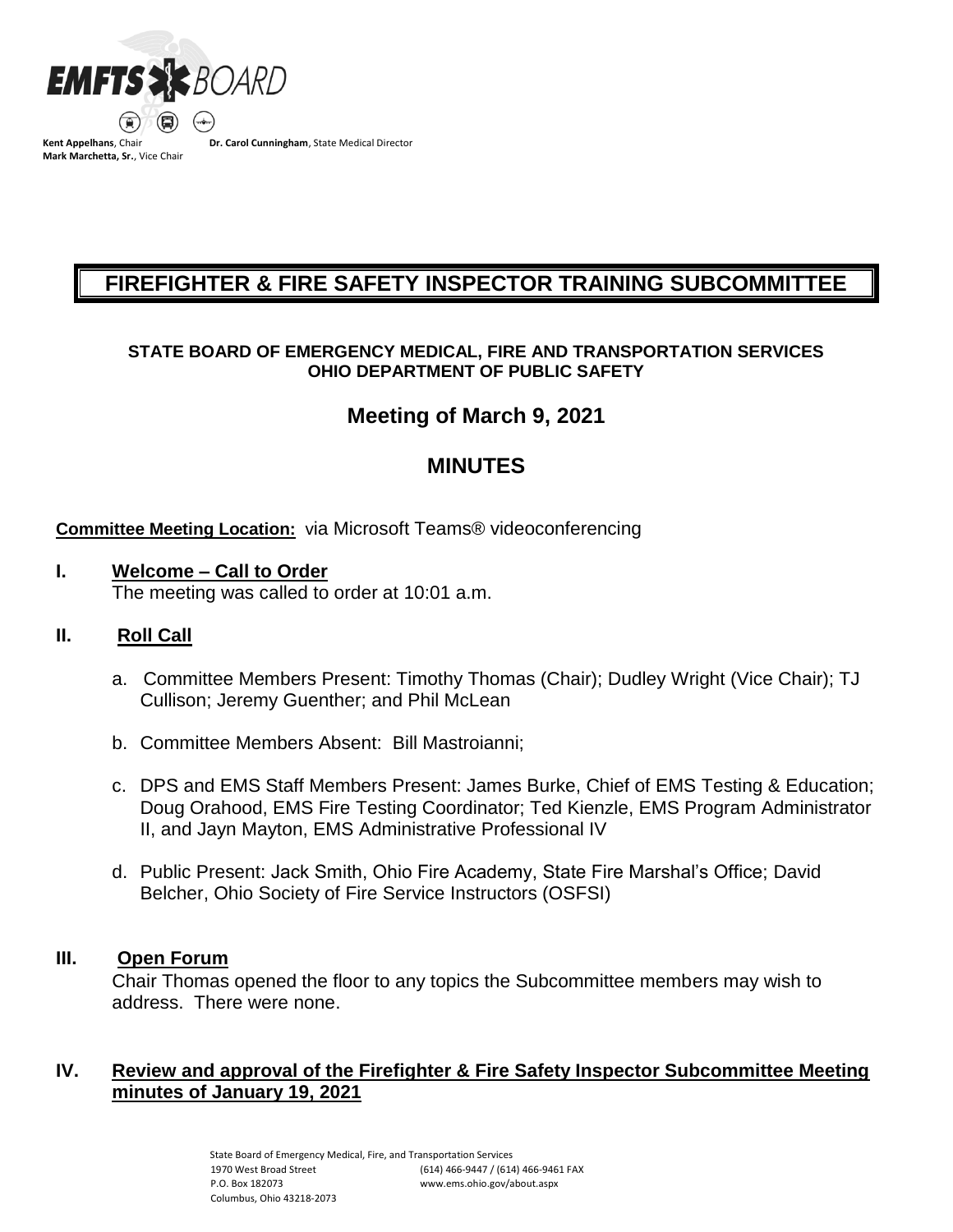EMFTS BOARD

**Kent Appelhans**, Chair
**Mark Marchetta, Sr.**, Vice Chair
**Dr. Carol Cunningham**, State Medical Director

# FIREFIGHTER & FIRE SAFETY INSPECTOR TRAINING SUBCOMMITTEE

**STATE BOARD OF EMERGENCY MEDICAL, FIRE AND TRANSPORTATION SERVICES**
**OHIO DEPARTMENT OF PUBLIC SAFETY**

## Meeting of March 9, 2021

## MINUTES

**Committee Meeting Location:** via Microsoft Teams® videoconferencing

## I. Welcome – Call to Order

The meeting was called to order at 10:01 a.m.

## II. Roll Call

a. Committee Members Present: Timothy Thomas (Chair); Dudley Wright (Vice Chair); TJ Cullison; Jeremy Guenther; and Phil McLean

b. Committee Members Absent: Bill Mastroianni;

c. DPS and EMS Staff Members Present: James Burke, Chief of EMS Testing & Education; Doug Orahood, EMS Fire Testing Coordinator; Ted Kienzle, EMS Program Administrator II, and Jayn Mayton, EMS Administrative Professional IV

d. Public Present: Jack Smith, Ohio Fire Academy, State Fire Marshal's Office; David Belcher, Ohio Society of Fire Service Instructors (OSFSI)

## III. Open Forum

Chair Thomas opened the floor to any topics the Subcommittee members may wish to address. There were none.

## IV. Review and approval of the Firefighter & Fire Safety Inspector Subcommittee Meeting minutes of January 19, 2021

State Board of Emergency Medical, Fire, and Transportation Services
1970 West Broad Street
P.O. Box 182073
Columbus, Ohio 43218-2073
(614) 466-9447 / (614) 466-9461 FAX
www.ems.ohio.gov/about.aspx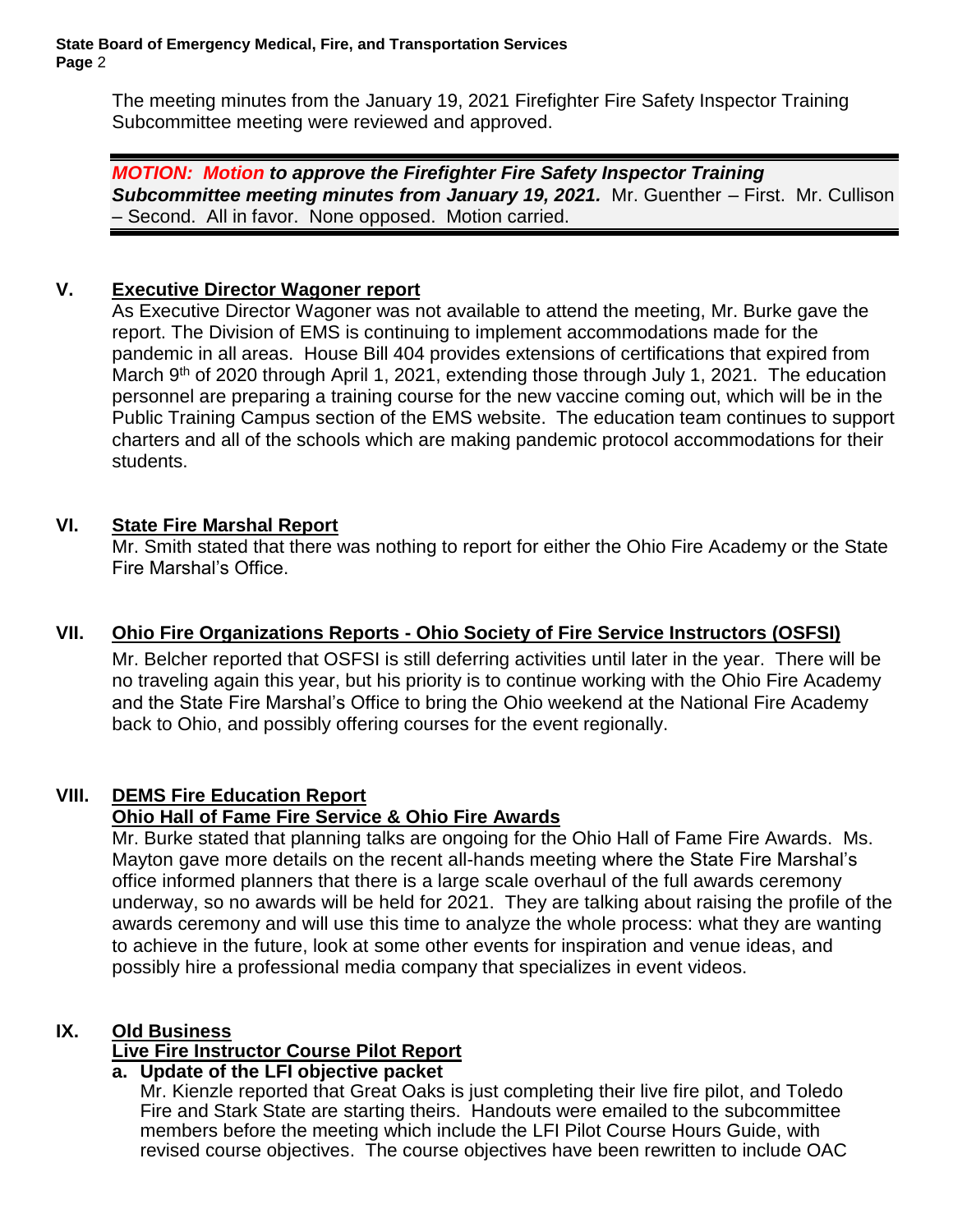The meeting minutes from the January 19, 2021 Firefighter Fire Safety Inspector Training Subcommittee meeting were reviewed and approved.

***MOTION: Motion to approve the Firefighter Fire Safety Inspector Training Subcommittee meeting minutes from January 19, 2021.*** Mr. Guenther – First. Mr. Cullison – Second. All in favor. None opposed. Motion carried.

## V. Executive Director Wagoner report

As Executive Director Wagoner was not available to attend the meeting, Mr. Burke gave the report. The Division of EMS is continuing to implement accommodations made for the pandemic in all areas. House Bill 404 provides extensions of certifications that expired from March 9th of 2020 through April 1, 2021, extending those through July 1, 2021. The education personnel are preparing a training course for the new vaccine coming out, which will be in the Public Training Campus section of the EMS website. The education team continues to support charters and all of the schools which are making pandemic protocol accommodations for their students.

## VI. State Fire Marshal Report

Mr. Smith stated that there was nothing to report for either the Ohio Fire Academy or the State Fire Marshal's Office.

## VII. Ohio Fire Organizations Reports - Ohio Society of Fire Service Instructors (OSFSI)

Mr. Belcher reported that OSFSI is still deferring activities until later in the year. There will be no traveling again this year, but his priority is to continue working with the Ohio Fire Academy and the State Fire Marshal's Office to bring the Ohio weekend at the National Fire Academy back to Ohio, and possibly offering courses for the event regionally.

## VIII. DEMS Fire Education Report

### Ohio Hall of Fame Fire Service & Ohio Fire Awards

Mr. Burke stated that planning talks are ongoing for the Ohio Hall of Fame Fire Awards. Ms. Mayton gave more details on the recent all-hands meeting where the State Fire Marshal's office informed planners that there is a large scale overhaul of the full awards ceremony underway, so no awards will be held for 2021. They are talking about raising the profile of the awards ceremony and will use this time to analyze the whole process: what they are wanting to achieve in the future, look at some other events for inspiration and venue ideas, and possibly hire a professional media company that specializes in event videos.

## IX. Old Business

### Live Fire Instructor Course Pilot Report

**a. Update of the LFI objective packet**

Mr. Kienzle reported that Great Oaks is just completing their live fire pilot, and Toledo Fire and Stark State are starting theirs. Handouts were emailed to the subcommittee members before the meeting which include the LFI Pilot Course Hours Guide, with revised course objectives. The course objectives have been rewritten to include OAC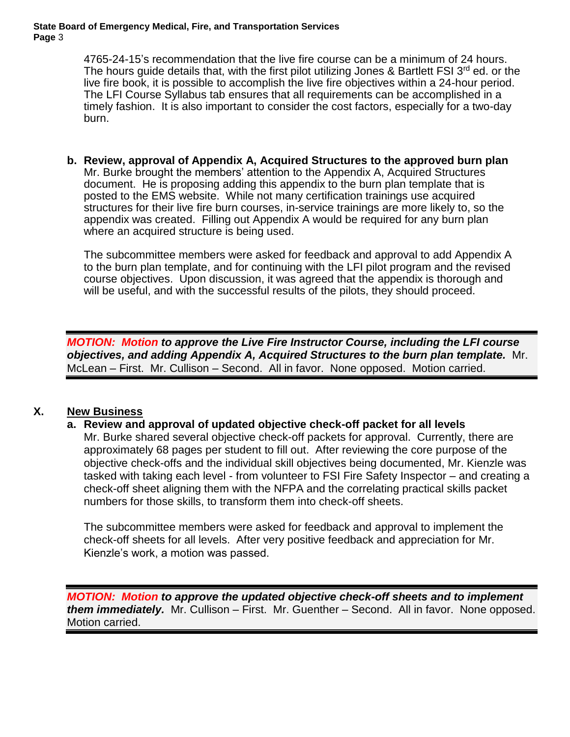4765-24-15's recommendation that the live fire course can be a minimum of 24 hours. The hours guide details that, with the first pilot utilizing Jones & Bartlett FSI 3rd ed. or the live fire book, it is possible to accomplish the live fire objectives within a 24-hour period. The LFI Course Syllabus tab ensures that all requirements can be accomplished in a timely fashion. It is also important to consider the cost factors, especially for a two-day burn.

**b. Review, approval of Appendix A, Acquired Structures to the approved burn plan**

Mr. Burke brought the members' attention to the Appendix A, Acquired Structures document. He is proposing adding this appendix to the burn plan template that is posted to the EMS website. While not many certification trainings use acquired structures for their live fire burn courses, in-service trainings are more likely to, so the appendix was created. Filling out Appendix A would be required for any burn plan where an acquired structure is being used.

The subcommittee members were asked for feedback and approval to add Appendix A to the burn plan template, and for continuing with the LFI pilot program and the revised course objectives. Upon discussion, it was agreed that the appendix is thorough and will be useful, and with the successful results of the pilots, they should proceed.

***MOTION: Motion to approve the Live Fire Instructor Course, including the LFI course objectives, and adding Appendix A, Acquired Structures to the burn plan template.*** Mr. McLean – First. Mr. Cullison – Second. All in favor. None opposed. Motion carried.

## X. New Business

**a. Review and approval of updated objective check-off packet for all levels**

Mr. Burke shared several objective check-off packets for approval. Currently, there are approximately 68 pages per student to fill out. After reviewing the core purpose of the objective check-offs and the individual skill objectives being documented, Mr. Kienzle was tasked with taking each level - from volunteer to FSI Fire Safety Inspector – and creating a check-off sheet aligning them with the NFPA and the correlating practical skills packet numbers for those skills, to transform them into check-off sheets.

The subcommittee members were asked for feedback and approval to implement the check-off sheets for all levels. After very positive feedback and appreciation for Mr. Kienzle's work, a motion was passed.

***MOTION: Motion to approve the updated objective check-off sheets and to implement them immediately.*** Mr. Cullison – First. Mr. Guenther – Second. All in favor. None opposed. Motion carried.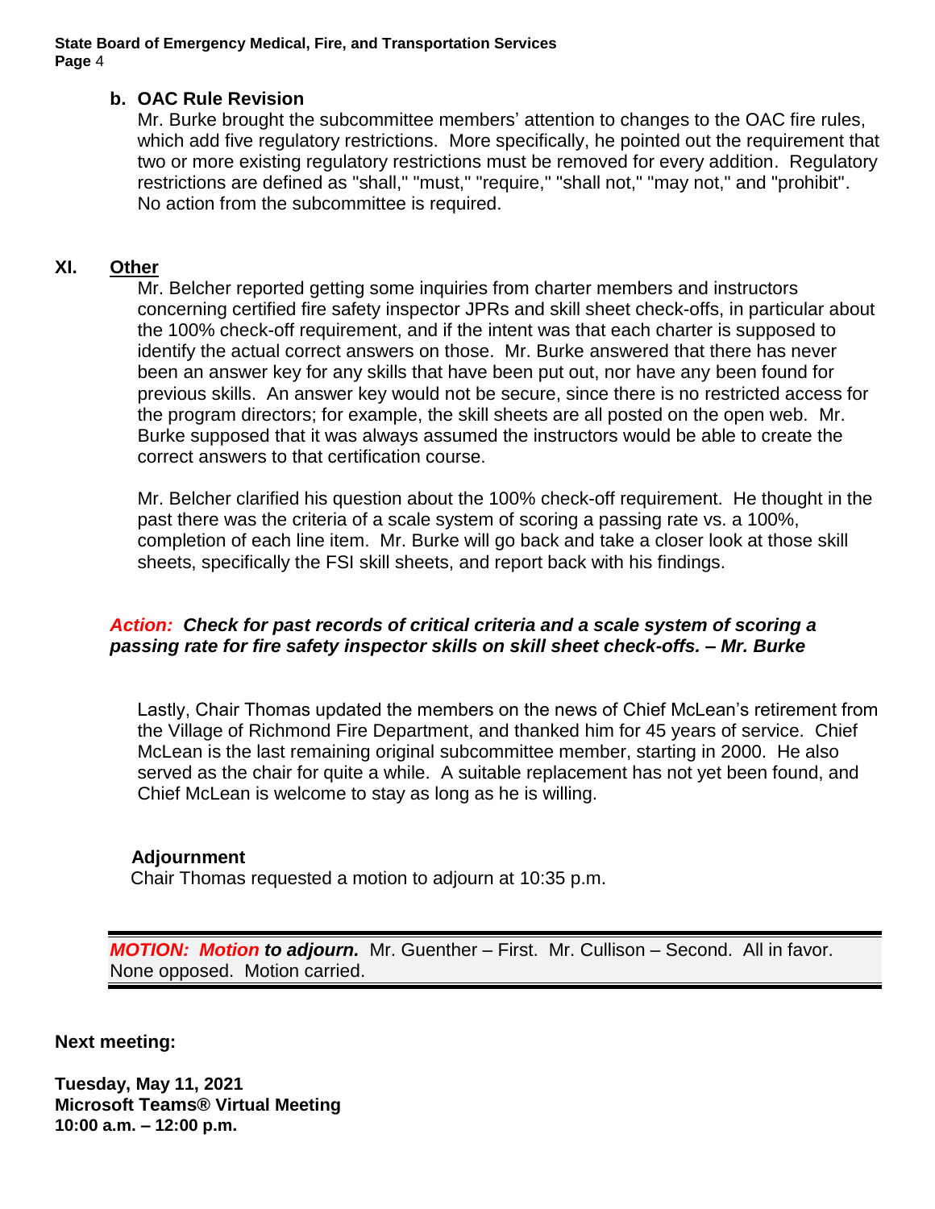### b. OAC Rule Revision

Mr. Burke brought the subcommittee members' attention to changes to the OAC fire rules, which add five regulatory restrictions. More specifically, he pointed out the requirement that two or more existing regulatory restrictions must be removed for every addition. Regulatory restrictions are defined as "shall," "must," "require," "shall not," "may not," and "prohibit". No action from the subcommittee is required.

## XI. Other

Mr. Belcher reported getting some inquiries from charter members and instructors concerning certified fire safety inspector JPRs and skill sheet check-offs, in particular about the 100% check-off requirement, and if the intent was that each charter is supposed to identify the actual correct answers on those. Mr. Burke answered that there has never been an answer key for any skills that have been put out, nor have any been found for previous skills. An answer key would not be secure, since there is no restricted access for the program directors; for example, the skill sheets are all posted on the open web. Mr. Burke supposed that it was always assumed the instructors would be able to create the correct answers to that certification course.

Mr. Belcher clarified his question about the 100% check-off requirement. He thought in the past there was the criteria of a scale system of scoring a passing rate vs. a 100%, completion of each line item. Mr. Burke will go back and take a closer look at those skill sheets, specifically the FSI skill sheets, and report back with his findings.

***Action:* *Check for past records of critical criteria and a scale system of scoring a passing rate for fire safety inspector skills on skill sheet check-offs. – Mr. Burke***

Lastly, Chair Thomas updated the members on the news of Chief McLean's retirement from the Village of Richmond Fire Department, and thanked him for 45 years of service. Chief McLean is the last remaining original subcommittee member, starting in 2000. He also served as the chair for quite a while. A suitable replacement has not yet been found, and Chief McLean is welcome to stay as long as he is willing.

**Adjournment**

Chair Thomas requested a motion to adjourn at 10:35 p.m.

***MOTION: Motion to adjourn.*** Mr. Guenther – First. Mr. Cullison – Second. All in favor. None opposed. Motion carried.

**Next meeting:**

**Tuesday, May 11, 2021**
**Microsoft Teams® Virtual Meeting**
**10:00 a.m. – 12:00 p.m.**